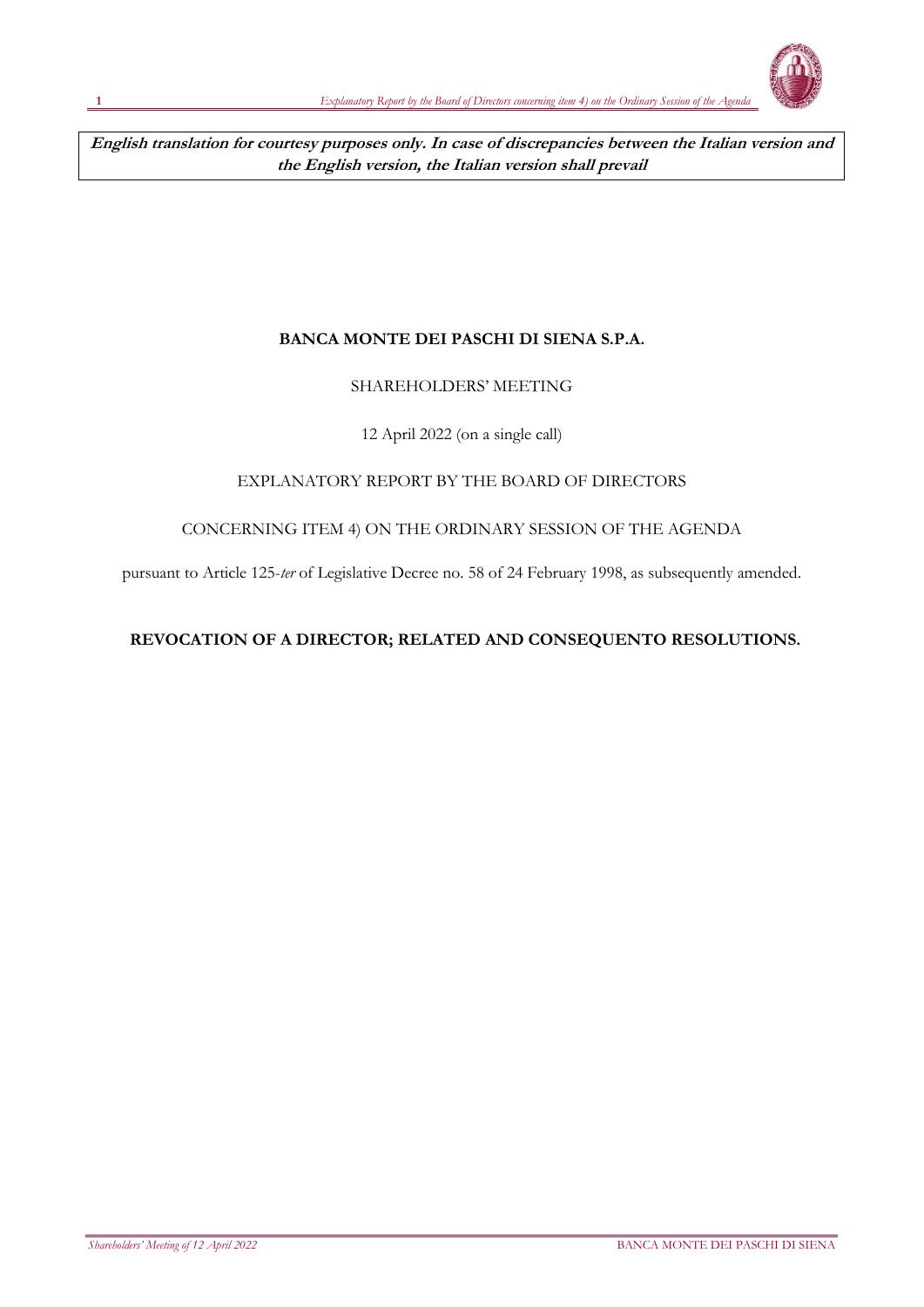**English translation for courtesy purposes only. In case of discrepancies between the Italian version and the English version, the Italian version shall prevail**

**BANCA MONTE DEI PASCHI DI SIENA S.P.A.**

SHAREHOLDERS' MEETING

12 April 2022 (on a single call)

EXPLANATORY REPORT BY THE BOARD OF DIRECTORS

CONCERNING ITEM 4) ON THE ORDINARY SESSION OF THE AGENDA

pursuant to Article 125-*ter* of Legislative Decree no. 58 of 24 February 1998, as subsequently amended.

**REVOCATION OF A DIRECTOR; RELATED AND CONSEQUENTO RESOLUTIONS.**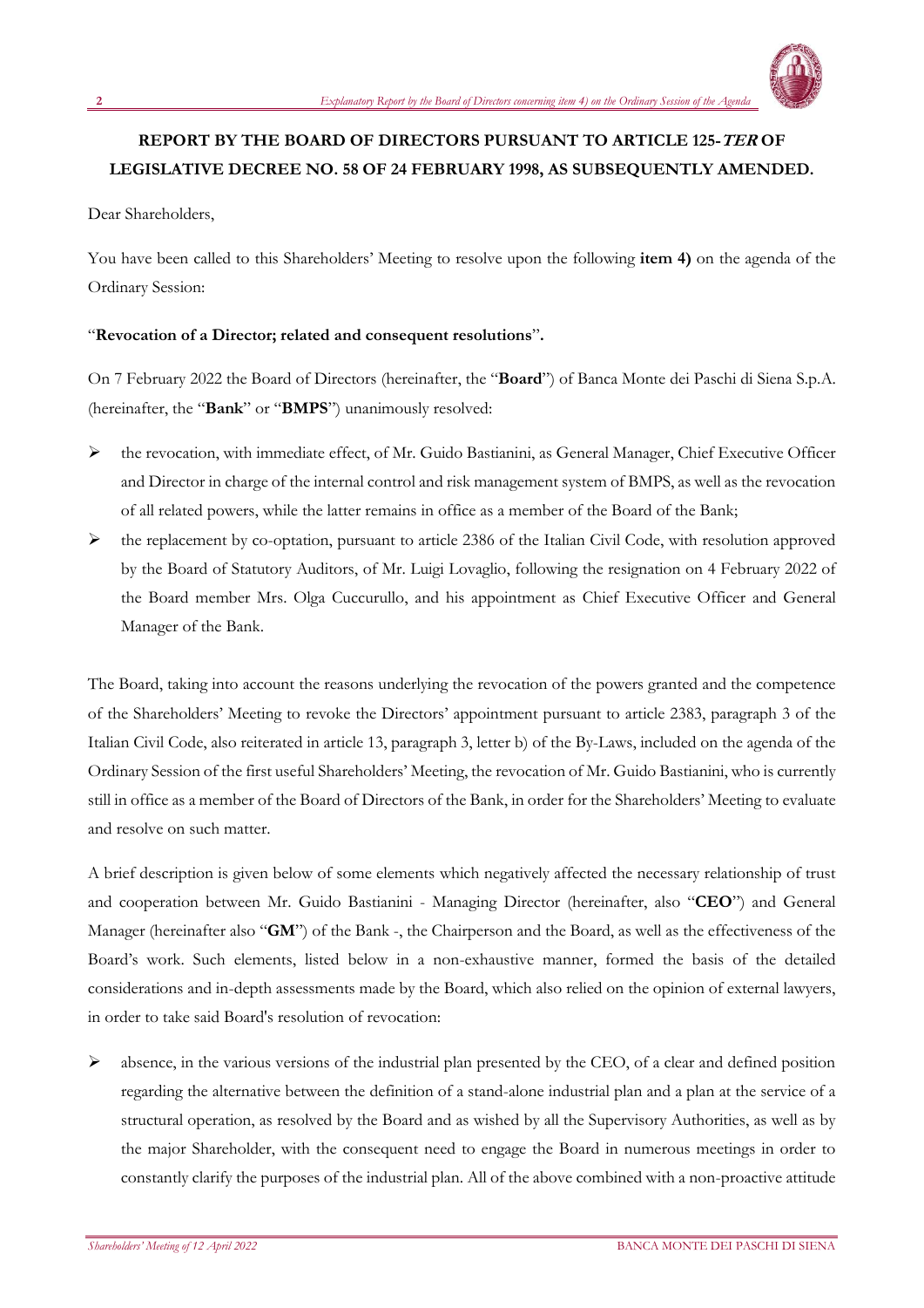**REPORT BY THE BOARD OF DIRECTORS PURSUANT TO ARTICLE 125-*TER* OF LEGISLATIVE DECREE NO. 58 OF 24 FEBRUARY 1998, AS SUBSEQUENTLY AMENDED.**

Dear Shareholders,

You have been called to this Shareholders' Meeting to resolve upon the following **item 4)** on the agenda of the Ordinary Session:

"**Revocation of a Director; related and consequent resolutions**"**.**

On 7 February 2022 the Board of Directors (hereinafter, the "**Board**") of Banca Monte dei Paschi di Siena S.p.A. (hereinafter, the "**Bank**" or "**BMPS**") unanimously resolved:

- the revocation, with immediate effect, of Mr. Guido Bastianini, as General Manager, Chief Executive Officer and Director in charge of the internal control and risk management system of BMPS, as well as the revocation of all related powers, while the latter remains in office as a member of the Board of the Bank;
- the replacement by co-optation, pursuant to article 2386 of the Italian Civil Code, with resolution approved by the Board of Statutory Auditors, of Mr. Luigi Lovaglio, following the resignation on 4 February 2022 of the Board member Mrs. Olga Cuccurullo, and his appointment as Chief Executive Officer and General Manager of the Bank.

The Board, taking into account the reasons underlying the revocation of the powers granted and the competence of the Shareholders' Meeting to revoke the Directors' appointment pursuant to article 2383, paragraph 3 of the Italian Civil Code, also reiterated in article 13, paragraph 3, letter b) of the By-Laws, included on the agenda of the Ordinary Session of the first useful Shareholders' Meeting, the revocation of Mr. Guido Bastianini, who is currently still in office as a member of the Board of Directors of the Bank, in order for the Shareholders' Meeting to evaluate and resolve on such matter.

A brief description is given below of some elements which negatively affected the necessary relationship of trust and cooperation between Mr. Guido Bastianini - Managing Director (hereinafter, also "**CEO**") and General Manager (hereinafter also "**GM**") of the Bank -, the Chairperson and the Board, as well as the effectiveness of the Board's work. Such elements, listed below in a non-exhaustive manner, formed the basis of the detailed considerations and in-depth assessments made by the Board, which also relied on the opinion of external lawyers, in order to take said Board's resolution of revocation:

- absence, in the various versions of the industrial plan presented by the CEO, of a clear and defined position regarding the alternative between the definition of a stand-alone industrial plan and a plan at the service of a structural operation, as resolved by the Board and as wished by all the Supervisory Authorities, as well as by the major Shareholder, with the consequent need to engage the Board in numerous meetings in order to constantly clarify the purposes of the industrial plan. All of the above combined with a non-proactive attitude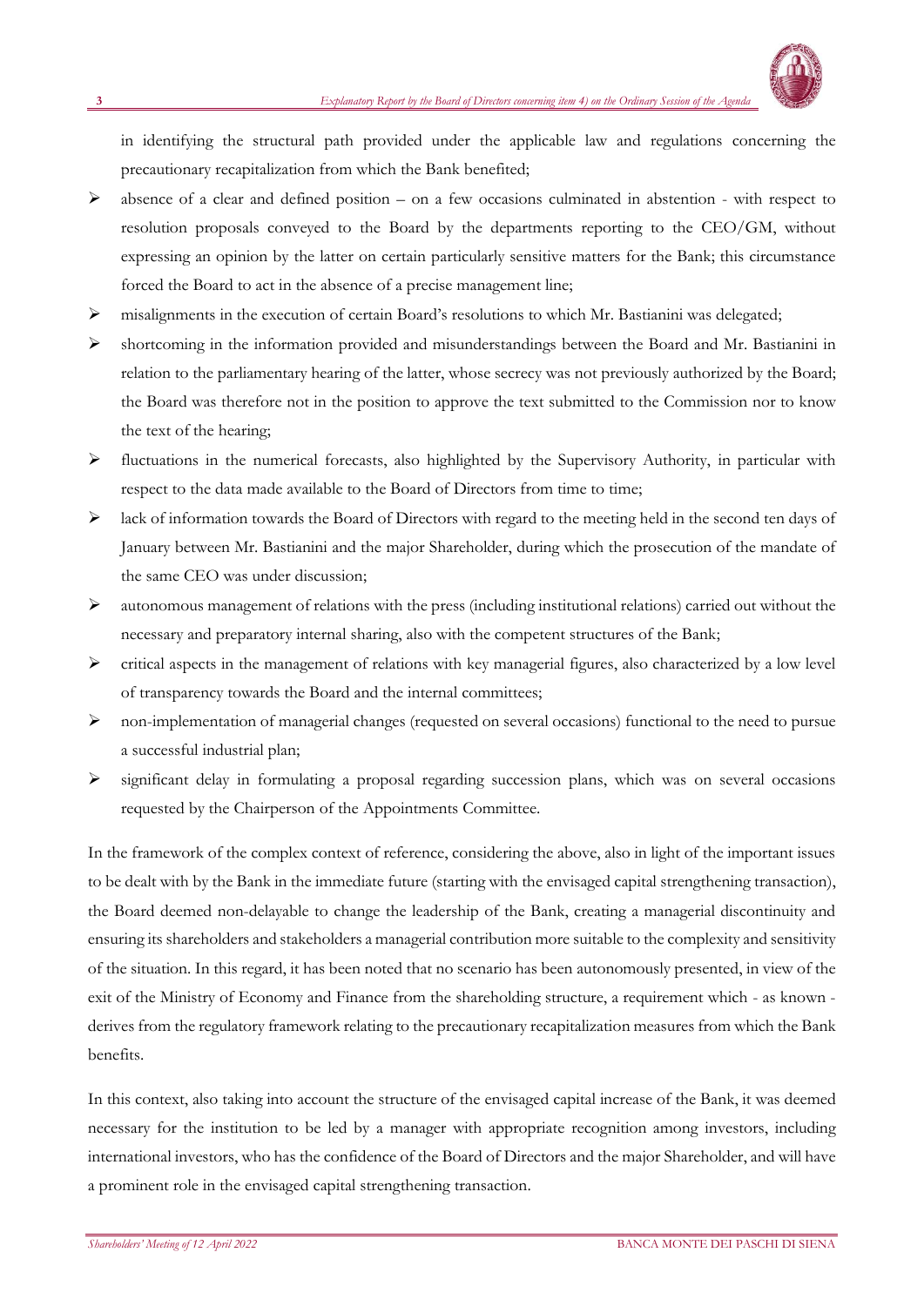in identifying the structural path provided under the applicable law and regulations concerning the precautionary recapitalization from which the Bank benefited;

- absence of a clear and defined position – on a few occasions culminated in abstention - with respect to resolution proposals conveyed to the Board by the departments reporting to the CEO/GM, without expressing an opinion by the latter on certain particularly sensitive matters for the Bank; this circumstance forced the Board to act in the absence of a precise management line;
- misalignments in the execution of certain Board's resolutions to which Mr. Bastianini was delegated;
- shortcoming in the information provided and misunderstandings between the Board and Mr. Bastianini in relation to the parliamentary hearing of the latter, whose secrecy was not previously authorized by the Board; the Board was therefore not in the position to approve the text submitted to the Commission nor to know the text of the hearing;
- fluctuations in the numerical forecasts, also highlighted by the Supervisory Authority, in particular with respect to the data made available to the Board of Directors from time to time;
- lack of information towards the Board of Directors with regard to the meeting held in the second ten days of January between Mr. Bastianini and the major Shareholder, during which the prosecution of the mandate of the same CEO was under discussion;
- autonomous management of relations with the press (including institutional relations) carried out without the necessary and preparatory internal sharing, also with the competent structures of the Bank;
- critical aspects in the management of relations with key managerial figures, also characterized by a low level of transparency towards the Board and the internal committees;
- non-implementation of managerial changes (requested on several occasions) functional to the need to pursue a successful industrial plan;
- significant delay in formulating a proposal regarding succession plans, which was on several occasions requested by the Chairperson of the Appointments Committee.

In the framework of the complex context of reference, considering the above, also in light of the important issues to be dealt with by the Bank in the immediate future (starting with the envisaged capital strengthening transaction), the Board deemed non-delayable to change the leadership of the Bank, creating a managerial discontinuity and ensuring its shareholders and stakeholders a managerial contribution more suitable to the complexity and sensitivity of the situation. In this regard, it has been noted that no scenario has been autonomously presented, in view of the exit of the Ministry of Economy and Finance from the shareholding structure, a requirement which - as known - derives from the regulatory framework relating to the precautionary recapitalization measures from which the Bank benefits.

In this context, also taking into account the structure of the envisaged capital increase of the Bank, it was deemed necessary for the institution to be led by a manager with appropriate recognition among investors, including international investors, who has the confidence of the Board of Directors and the major Shareholder, and will have a prominent role in the envisaged capital strengthening transaction.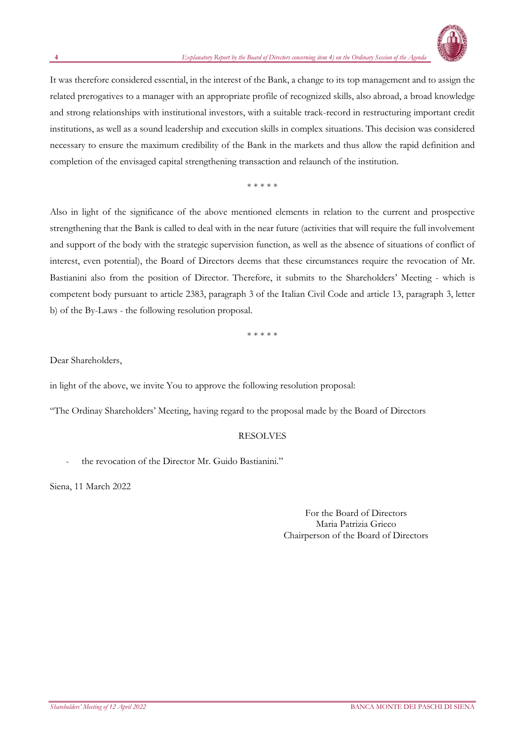It was therefore considered essential, in the interest of the Bank, a change to its top management and to assign the related prerogatives to a manager with an appropriate profile of recognized skills, also abroad, a broad knowledge and strong relationships with institutional investors, with a suitable track-record in restructuring important credit institutions, as well as a sound leadership and execution skills in complex situations. This decision was considered necessary to ensure the maximum credibility of the Bank in the markets and thus allow the rapid definition and completion of the envisaged capital strengthening transaction and relaunch of the institution.

\* \* \* \* \*

Also in light of the significance of the above mentioned elements in relation to the current and prospective strengthening that the Bank is called to deal with in the near future (activities that will require the full involvement and support of the body with the strategic supervision function, as well as the absence of situations of conflict of interest, even potential), the Board of Directors deems that these circumstances require the revocation of Mr. Bastianini also from the position of Director. Therefore, it submits to the Shareholders' Meeting - which is competent body pursuant to article 2383, paragraph 3 of the Italian Civil Code and article 13, paragraph 3, letter b) of the By-Laws - the following resolution proposal.

\* \* \* \* \*

Dear Shareholders,

in light of the above, we invite You to approve the following resolution proposal:

"The Ordinay Shareholders' Meeting, having regard to the proposal made by the Board of Directors

RESOLVES

- the revocation of the Director Mr. Guido Bastianini."

Siena, 11 March 2022

For the Board of Directors
Maria Patrizia Grieco
Chairperson of the Board of Directors